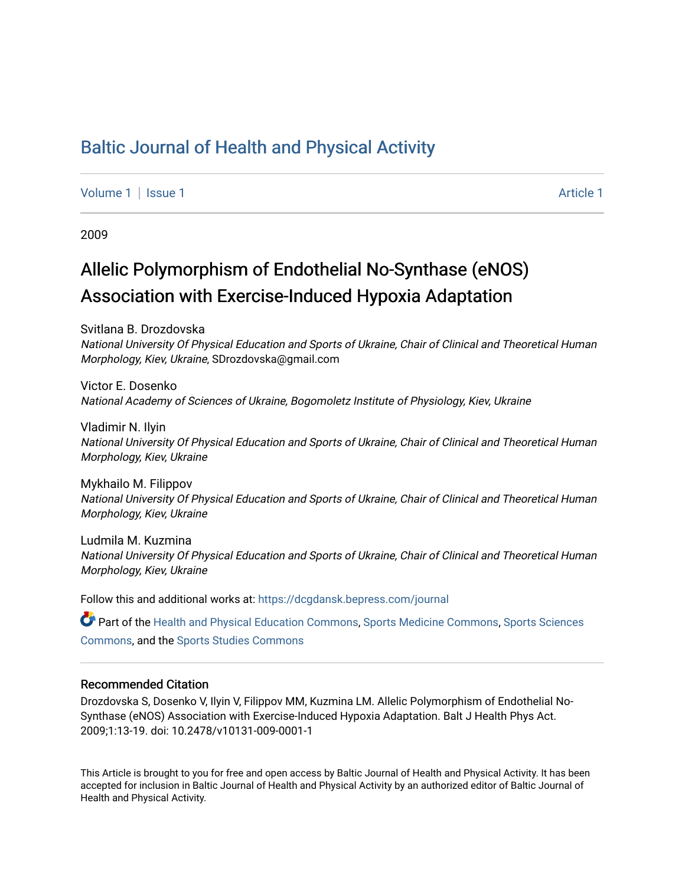# Baltic Journal of Health and Physical Activity

Volume 1 | Issue 1 Article 1

2009

## Allelic Polymorphism of Endothelial No-Synthase (eNOS) Association with Exercise-Induced Hypoxia Adaptation

Svitlana B. Drozdovska
*National University Of Physical Education and Sports of Ukraine, Chair of Clinical and Theoretical Human Morphology, Kiev, Ukraine*, SDrozdovska@gmail.com

Victor E. Dosenko
*National Academy of Sciences of Ukraine, Bogomoletz Institute of Physiology, Kiev, Ukraine*

Vladimir N. Ilyin
*National University Of Physical Education and Sports of Ukraine, Chair of Clinical and Theoretical Human Morphology, Kiev, Ukraine*

Mykhailo M. Filippov
*National University Of Physical Education and Sports of Ukraine, Chair of Clinical and Theoretical Human Morphology, Kiev, Ukraine*

Ludmila M. Kuzmina
*National University Of Physical Education and Sports of Ukraine, Chair of Clinical and Theoretical Human Morphology, Kiev, Ukraine*

Follow this and additional works at: https://dcgdansk.bepress.com/journal

Part of the Health and Physical Education Commons, Sports Medicine Commons, Sports Sciences Commons, and the Sports Studies Commons

### Recommended Citation

Drozdovska S, Dosenko V, Ilyin V, Filippov MM, Kuzmina LM. Allelic Polymorphism of Endothelial No-Synthase (eNOS) Association with Exercise-Induced Hypoxia Adaptation. Balt J Health Phys Act. 2009;1:13-19. doi: 10.2478/v10131-009-0001-1

This Article is brought to you for free and open access by Baltic Journal of Health and Physical Activity. It has been accepted for inclusion in Baltic Journal of Health and Physical Activity by an authorized editor of Baltic Journal of Health and Physical Activity.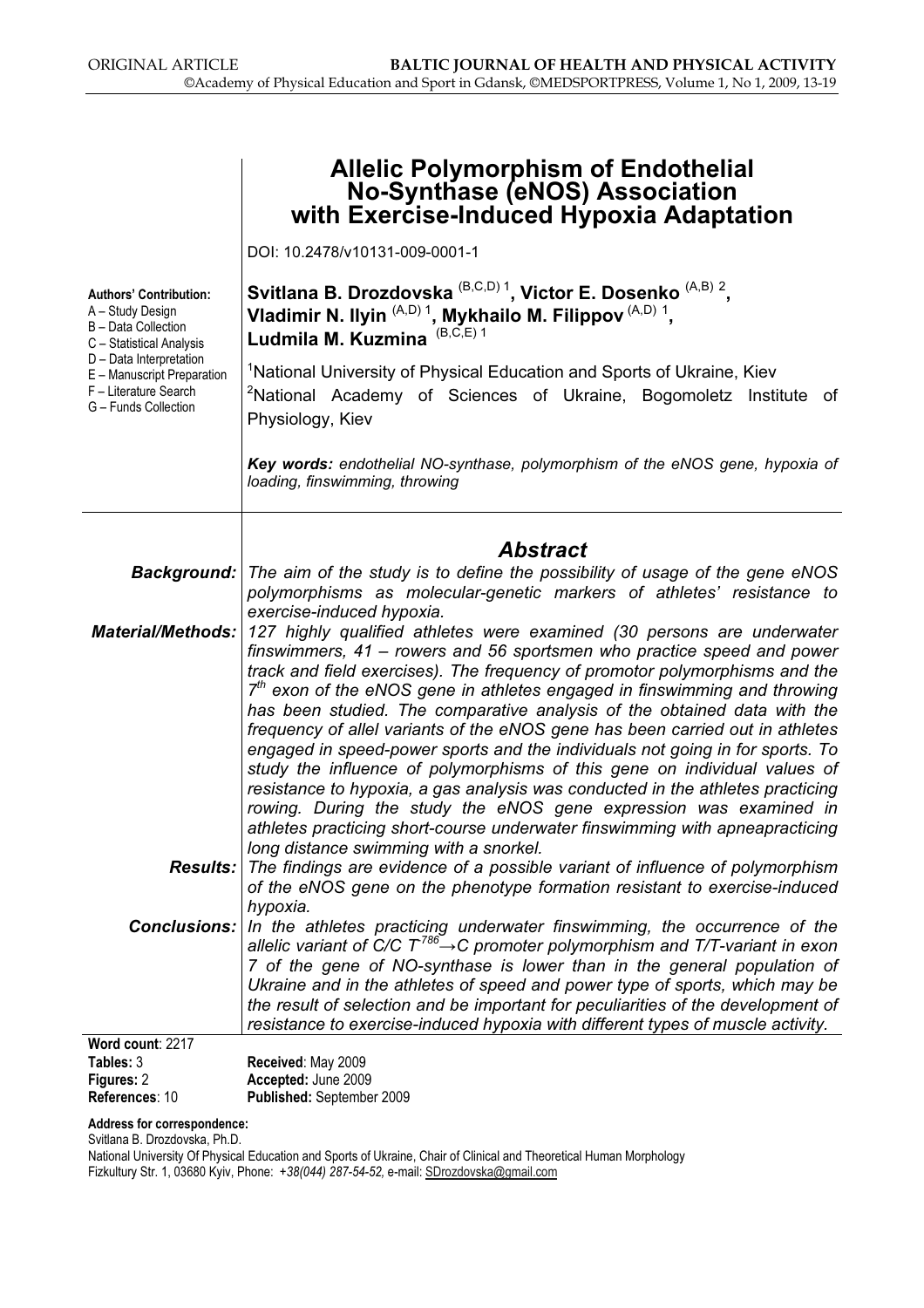# Allelic Polymorphism of Endothelial No-Synthase (eNOS) Association with Exercise-Induced Hypoxia Adaptation

DOI: 10.2478/v10131-009-0001-1

**Authors' Contribution:**
A – Study Design
B – Data Collection
C – Statistical Analysis
D – Data Interpretation
E – Manuscript Preparation
F – Literature Search
G – Funds Collection

**Svitlana B. Drozdovska** (B,C,D) [1], **Victor E. Dosenko** (A,B) [2], **Vladimir N. Ilyin** (A,D) [1], **Mykhailo M. Filippov** (A,D) [1], **Ludmila M. Kuzmina** (B,C,E) [1]

[1]National University of Physical Education and Sports of Ukraine, Kiev
[2]National Academy of Sciences of Ukraine, Bogomoletz Institute of Physiology, Kiev

***Key words:*** *endothelial NO-synthase, polymorphism of the eNOS gene, hypoxia of loading, finswimming, throwing*

## *Abstract*

***Background:*** *The aim of the study is to define the possibility of usage of the gene eNOS polymorphisms as molecular-genetic markers of athletes' resistance to exercise-induced hypoxia.*

***Material/Methods:*** *127 highly qualified athletes were examined (30 persons are underwater finswimmers, 41 – rowers and 56 sportsmen who practice speed and power track and field exercises). The frequency of promotor polymorphisms and the 7<sup>th</sup> exon of the eNOS gene in athletes engaged in finswimming and throwing has been studied. The comparative analysis of the obtained data with the frequency of allel variants of the eNOS gene has been carried out in athletes engaged in speed-power sports and the individuals not going in for sports. To study the influence of polymorphisms of this gene on individual values of resistance to hypoxia, a gas analysis was conducted in the athletes practicing rowing. During the study the eNOS gene expression was examined in athletes practicing short-course underwater finswimming with apneapracticing long distance swimming with a snorkel.*

***Results:*** *The findings are evidence of a possible variant of influence of polymorphism of the eNOS gene on the phenotype formation resistant to exercise-induced hypoxia.*

***Conclusions:*** *In the athletes practicing underwater finswimming, the occurrence of the allelic variant of C/C $T^{786}\rightarrow C$ promoter polymorphism and T/T-variant in exon 7 of the gene of NO-synthase is lower than in the general population of Ukraine and in the athletes of speed and power type of sports, which may be the result of selection and be important for peculiarities of the development of resistance to exercise-induced hypoxia with different types of muscle activity.*

**Word count**: 2217
**Tables:** 3
**Figures:** 2
**References**: 10

**Received**: May 2009
**Accepted:** June 2009
**Published:** September 2009

**Address for correspondence:**
Svitlana B. Drozdovska, Ph.D.
National University Of Physical Education and Sports of Ukraine, Chair of Clinical and Theoretical Human Morphology
Fizkultury Str. 1, 03680 Kyiv, Phone: *+38(044) 287-54-52,* e-mail: SDrozdovska@gmail.com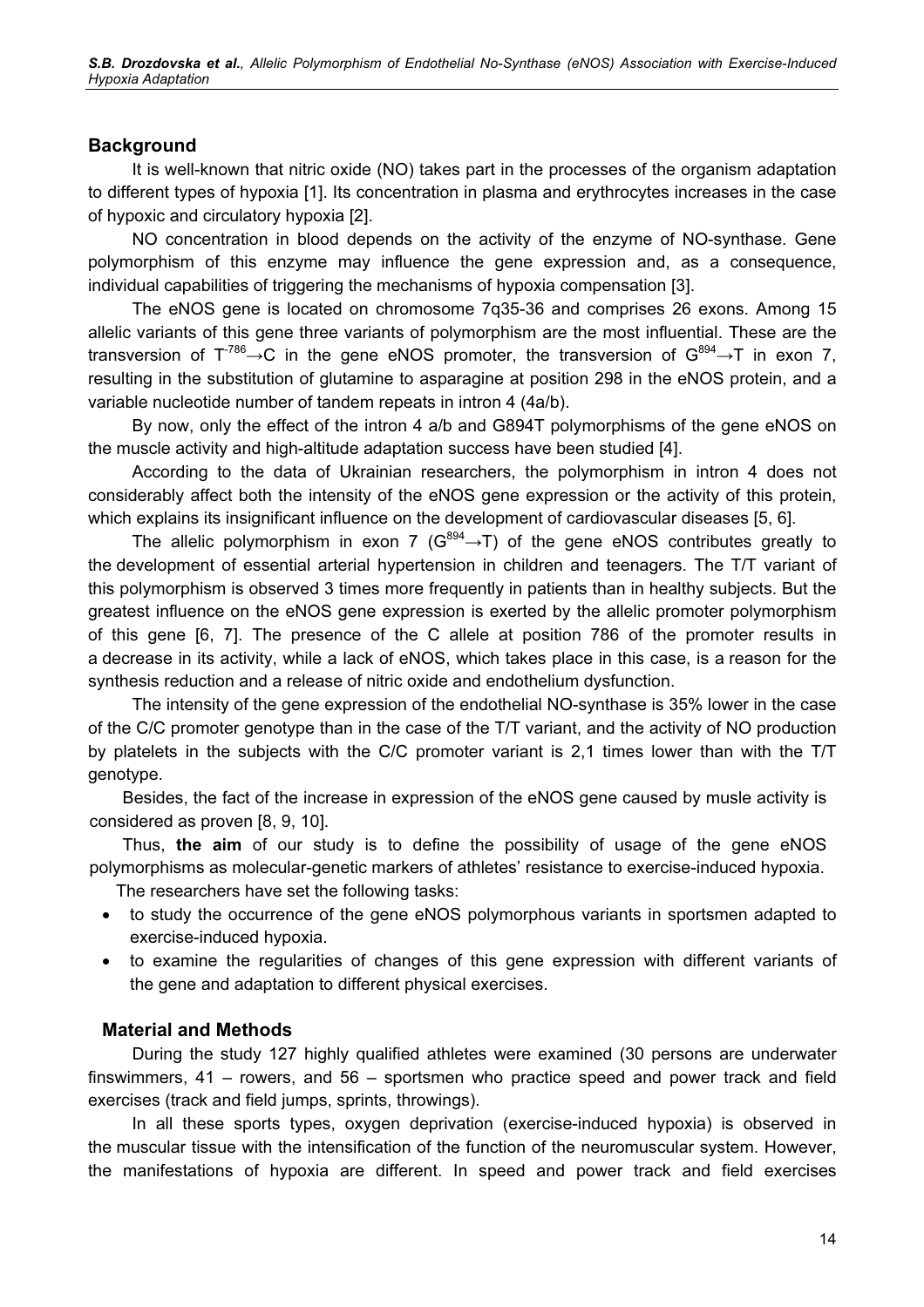## Background

It is well-known that nitric oxide (NO) takes part in the processes of the organism adaptation to different types of hypoxia [1]. Its concentration in plasma and erythrocytes increases in the case of hypoxic and circulatory hypoxia [2].

NO concentration in blood depends on the activity of the enzyme of NO-synthase. Gene polymorphism of this enzyme may influence the gene expression and, as a consequence, individual capabilities of triggering the mechanisms of hypoxia compensation [3].

The eNOS gene is located on chromosome 7q35-36 and comprises 26 exons. Among 15 allelic variants of this gene three variants of polymorphism are the most influential. These are the transversion of $T^{-786} \rightarrow C$ in the gene eNOS promoter, the transversion of $G^{894} \rightarrow T$ in exon 7, resulting in the substitution of glutamine to asparagine at position 298 in the eNOS protein, and a variable nucleotide number of tandem repeats in intron 4 (4a/b).

By now, only the effect of the intron 4 a/b and G894T polymorphisms of the gene eNOS on the muscle activity and high-altitude adaptation success have been studied [4].

According to the data of Ukrainian researchers, the polymorphism in intron 4 does not considerably affect both the intensity of the eNOS gene expression or the activity of this protein, which explains its insignificant influence on the development of cardiovascular diseases [5, 6].

The allelic polymorphism in exon 7 ($G^{894} \rightarrow T$) of the gene eNOS contributes greatly to the development of essential arterial hypertension in children and teenagers. The T/T variant of this polymorphism is observed 3 times more frequently in patients than in healthy subjects. But the greatest influence on the eNOS gene expression is exerted by the allelic promoter polymorphism of this gene [6, 7]. The presence of the C allele at position 786 of the promoter results in a decrease in its activity, while a lack of eNOS, which takes place in this case, is a reason for the synthesis reduction and a release of nitric oxide and endothelium dysfunction.

The intensity of the gene expression of the endothelial NO-synthase is 35% lower in the case of the C/C promoter genotype than in the case of the T/T variant, and the activity of NO production by platelets in the subjects with the C/C promoter variant is 2,1 times lower than with the T/T genotype.

Besides, the fact of the increase in expression of the eNOS gene caused by musle activity is considered as proven [8, 9, 10].

Thus, **the aim** of our study is to define the possibility of usage of the gene eNOS polymorphisms as molecular-genetic markers of athletes' resistance to exercise-induced hypoxia.

The researchers have set the following tasks:

- to study the occurrence of the gene eNOS polymorphous variants in sportsmen adapted to exercise-induced hypoxia.
- to examine the regularities of changes of this gene expression with different variants of the gene and adaptation to different physical exercises.

## Material and Methods

During the study 127 highly qualified athletes were examined (30 persons are underwater finswimmers, 41 – rowers, and 56 – sportsmen who practice speed and power track and field exercises (track and field jumps, sprints, throwings).

In all these sports types, oxygen deprivation (exercise-induced hypoxia) is observed in the muscular tissue with the intensification of the function of the neuromuscular system. However, the manifestations of hypoxia are different. In speed and power track and field exercises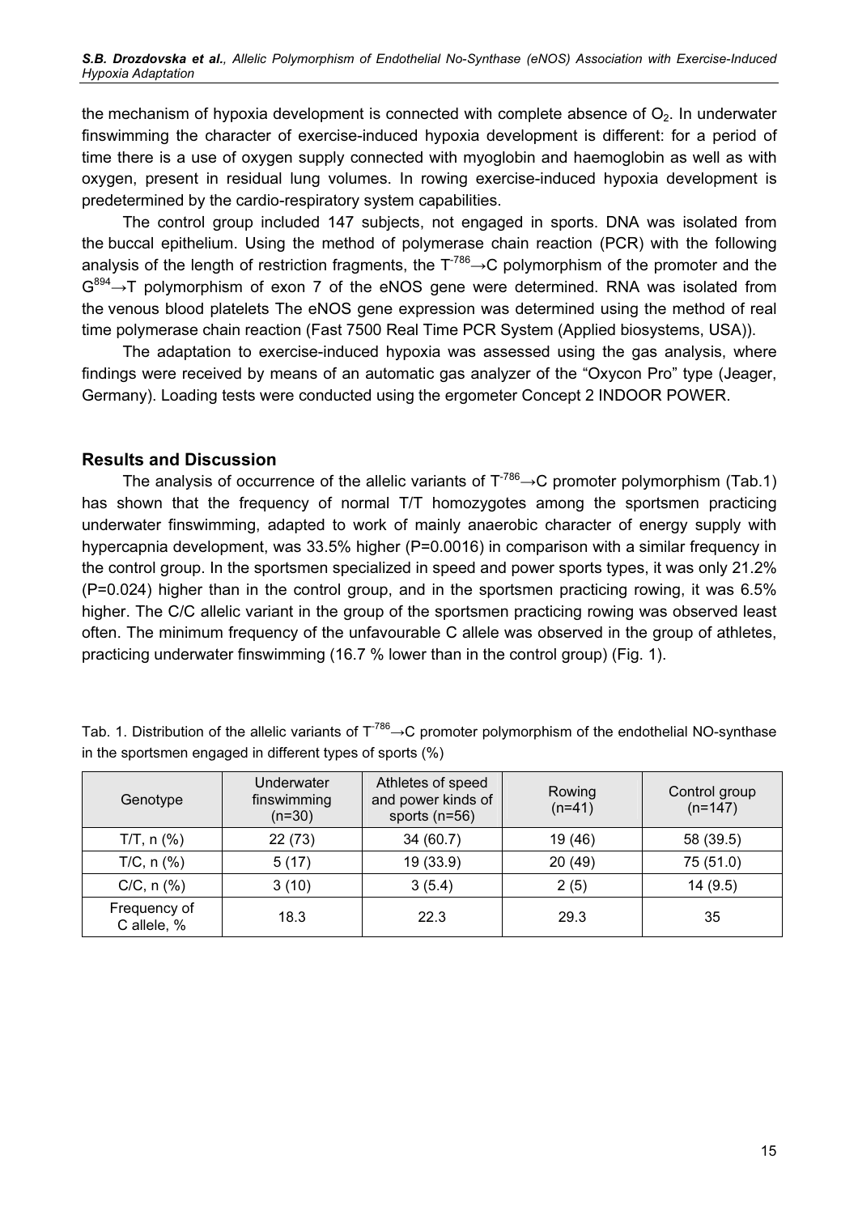the mechanism of hypoxia development is connected with complete absence of $O_2$. In underwater finswimming the character of exercise-induced hypoxia development is different: for a period of time there is a use of oxygen supply connected with myoglobin and haemoglobin as well as with oxygen, present in residual lung volumes. In rowing exercise-induced hypoxia development is predetermined by the cardio-respiratory system capabilities.

The control group included 147 subjects, not engaged in sports. DNA was isolated from the buccal epithelium. Using the method of polymerase chain reaction (PCR) with the following analysis of the length of restriction fragments, the $T^{-786}$→C polymorphism of the promoter and the $G^{894}$→T polymorphism of exon 7 of the eNOS gene were determined. RNA was isolated from the venous blood platelets The eNOS gene expression was determined using the method of real time polymerase chain reaction (Fast 7500 Real Time PCR System (Applied biosystems, USA)).

The adaptation to exercise-induced hypoxia was assessed using the gas analysis, where findings were received by means of an automatic gas analyzer of the "Oxycon Pro" type (Jeager, Germany). Loading tests were conducted using the ergometer Concept 2 INDOOR POWER.

## Results and Discussion

The analysis of occurrence of the allelic variants of $T^{-786}$→C promoter polymorphism (Tab.1) has shown that the frequency of normal T/T homozygotes among the sportsmen practicing underwater finswimming, adapted to work of mainly anaerobic character of energy supply with hypercapnia development, was 33.5% higher (P=0.0016) in comparison with a similar frequency in the control group. In the sportsmen specialized in speed and power sports types, it was only 21.2% (P=0.024) higher than in the control group, and in the sportsmen practicing rowing, it was 6.5% higher. The C/C allelic variant in the group of the sportsmen practicing rowing was observed least often. The minimum frequency of the unfavourable C allele was observed in the group of athletes, practicing underwater finswimming (16.7 % lower than in the control group) (Fig. 1).

Tab. 1. Distribution of the allelic variants of $T^{-786}$→C promoter polymorphism of the endothelial NO-synthase in the sportsmen engaged in different types of sports (%)

| Genotype | Underwater finswimming (n=30) | Athletes of speed and power kinds of sports (n=56) | Rowing (n=41) | Control group (n=147) |
|---|---|---|---|---|
| T/T, n (%) | 22 (73) | 34 (60.7) | 19 (46) | 58 (39.5) |
| T/C, n (%) | 5 (17) | 19 (33.9) | 20 (49) | 75 (51.0) |
| C/C, n (%) | 3 (10) | 3 (5.4) | 2 (5) | 14 (9.5) |
| Frequency of C allele, % | 18.3 | 22.3 | 29.3 | 35 |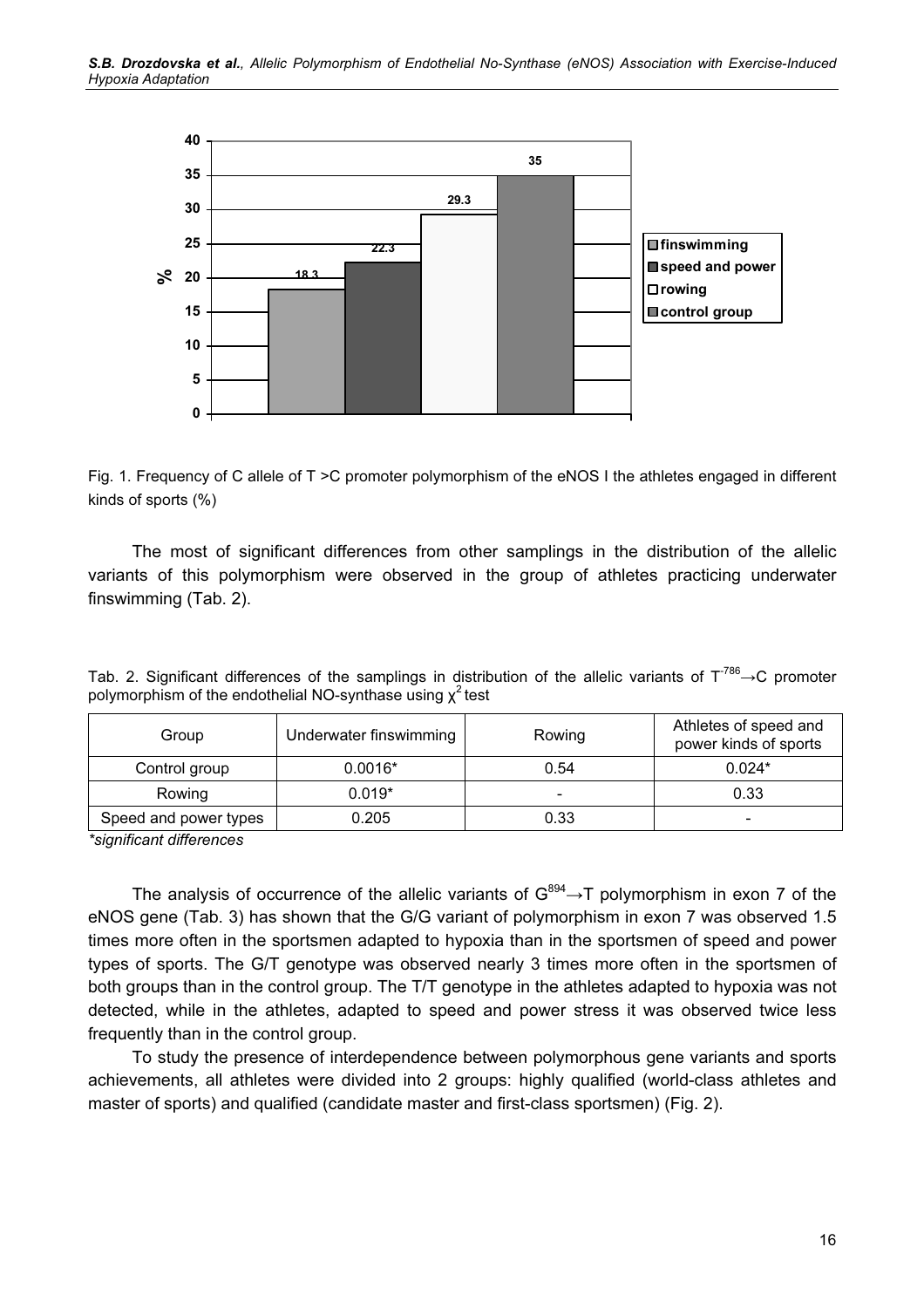Fig. 1. Frequency of C allele of T >C promoter polymorphism of the eNOS I the athletes engaged in different kinds of sports (%)

The most of significant differences from other samplings in the distribution of the allelic variants of this polymorphism were observed in the group of athletes practicing underwater finswimming (Tab. 2).

Tab. 2. Significant differences of the samplings in distribution of the allelic variants of $T^{-786}{\rightarrow}C$ promoter polymorphism of the endothelial NO-synthase using $\chi^2$ test

| Group | Underwater finswimming | Rowing | Athletes of speed and power kinds of sports |
|---|---|---|---|
| Control group | 0.0016* | 0.54 | 0.024* |
| Rowing | 0.019* | - | 0.33 |
| Speed and power types | 0.205 | 0.33 | - |

*significant differences*

The analysis of occurrence of the allelic variants of $G^{894}{\rightarrow}T$ polymorphism in exon 7 of the eNOS gene (Tab. 3) has shown that the G/G variant of polymorphism in exon 7 was observed 1.5 times more often in the sportsmen adapted to hypoxia than in the sportsmen of speed and power types of sports. The G/T genotype was observed nearly 3 times more often in the sportsmen of both groups than in the control group. The T/T genotype in the athletes adapted to hypoxia was not detected, while in the athletes, adapted to speed and power stress it was observed twice less frequently than in the control group.

To study the presence of interdependence between polymorphous gene variants and sports achievements, all athletes were divided into 2 groups: highly qualified (world-class athletes and master of sports) and qualified (candidate master and first-class sportsmen) (Fig. 2).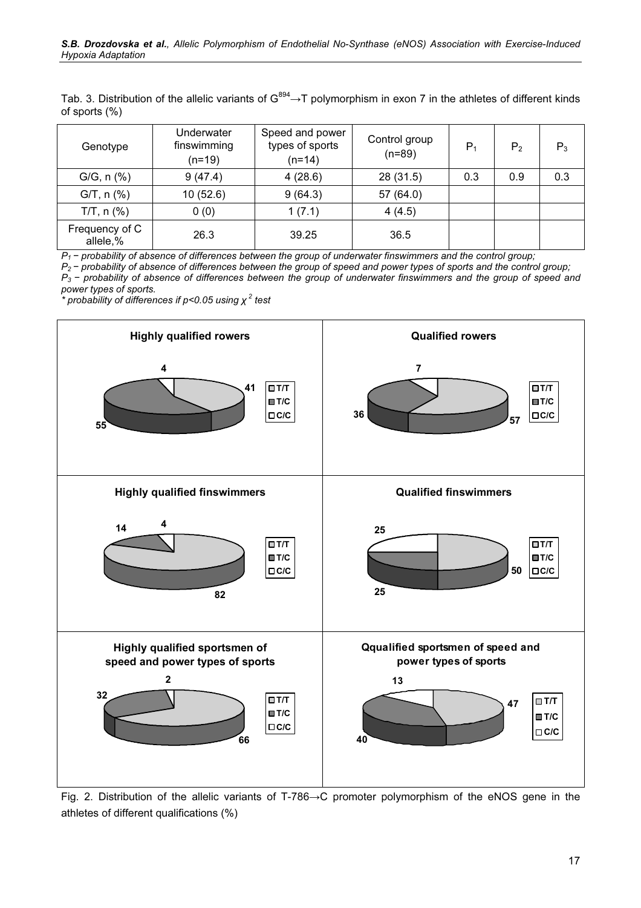Tab. 3. Distribution of the allelic variants of $G^{894} \rightarrow T$ polymorphism in exon 7 in the athletes of different kinds of sports (%)

| Genotype | Underwater finswimming (n=19) | Speed and power types of sports (n=14) | Control group (n=89) | $P_1$ | $P_2$ | $P_3$ |
|---|---|---|---|---|---|---|
| G/G, n (%) | 9 (47.4) | 4 (28.6) | 28 (31.5) | 0.3 | 0.9 | 0.3 |
| G/T, n (%) | 10 (52.6) | 9 (64.3) | 57 (64.0) | | | |
| T/T, n (%) | 0 (0) | 1 (7.1) | 4 (4.5) | | | |
| Frequency of C allele,% | 26.3 | 39.25 | 36.5 | | | |

*$P_1$ − probability of absence of differences between the group of underwater finswimmers and the control group;*
*$P_2$ − probability of absence of differences between the group of speed and power types of sports and the control group;*
*$P_3$ − probability of absence of differences between the group of underwater finswimmers and the group of speed and power types of sports.*
*\* probability of differences if $p<0.05$ using $\chi^2$ test*

| | Highly qualified | Qualified |
|---|---|---|
| Rowers (T/T, T/C, C/C) | 41, 55, 4 | 57, 36, 7 |
| Finswimmers (T/T, T/C, C/C) | 82, 14, 4 | 50, 25, 25 |
| Sportsmen of speed and power types of sports (T/T, T/C, C/C) | 66, 32, 2 | 47, 40, 13 |

Fig. 2. Distribution of the allelic variants of T-786→C promoter polymorphism of the eNOS gene in the athletes of different qualifications (%)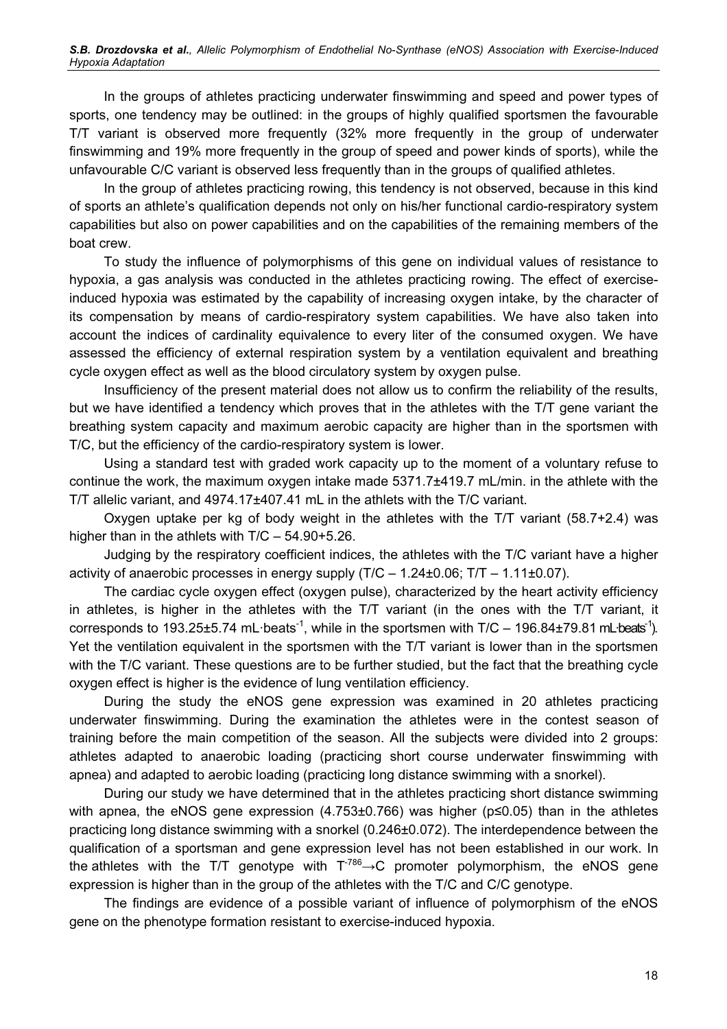In the groups of athletes practicing underwater finswimming and speed and power types of sports, one tendency may be outlined: in the groups of highly qualified sportsmen the favourable T/T variant is observed more frequently (32% more frequently in the group of underwater finswimming and 19% more frequently in the group of speed and power kinds of sports), while the unfavourable C/C variant is observed less frequently than in the groups of qualified athletes.

In the group of athletes practicing rowing, this tendency is not observed, because in this kind of sports an athlete's qualification depends not only on his/her functional cardio-respiratory system capabilities but also on power capabilities and on the capabilities of the remaining members of the boat crew.

To study the influence of polymorphisms of this gene on individual values of resistance to hypoxia, a gas analysis was conducted in the athletes practicing rowing. The effect of exercise-induced hypoxia was estimated by the capability of increasing oxygen intake, by the character of its compensation by means of cardio-respiratory system capabilities. We have also taken into account the indices of cardinality equivalence to every liter of the consumed oxygen. We have assessed the efficiency of external respiration system by a ventilation equivalent and breathing cycle oxygen effect as well as the blood circulatory system by oxygen pulse.

Insufficiency of the present material does not allow us to confirm the reliability of the results, but we have identified a tendency which proves that in the athletes with the T/T gene variant the breathing system capacity and maximum aerobic capacity are higher than in the sportsmen with T/C, but the efficiency of the cardio-respiratory system is lower.

Using a standard test with graded work capacity up to the moment of a voluntary refuse to continue the work, the maximum oxygen intake made 5371.7±419.7 mL/min. in the athlete with the T/T allelic variant, and 4974.17±407.41 mL in the athlets with the T/C variant.

Oxygen uptake per kg of body weight in the athletes with the T/T variant (58.7+2.4) was higher than in the athlets with T/C – 54.90+5.26.

Judging by the respiratory coefficient indices, the athletes with the T/C variant have a higher activity of anaerobic processes in energy supply (T/C – 1.24±0.06; T/T – 1.11±0.07).

The cardiac cycle oxygen effect (oxygen pulse), characterized by the heart activity efficiency in athletes, is higher in the athletes with the T/T variant (in the ones with the T/T variant, it corresponds to 193.25±5.74 mL·beats$^{-1}$, while in the sportsmen with T/C – 196.84±79.81 mL·beats$^{-1}$). Yet the ventilation equivalent in the sportsmen with the T/T variant is lower than in the sportsmen with the T/C variant. These questions are to be further studied, but the fact that the breathing cycle oxygen effect is higher is the evidence of lung ventilation efficiency.

During the study the eNOS gene expression was examined in 20 athletes practicing underwater finswimming. During the examination the athletes were in the contest season of training before the main competition of the season. All the subjects were divided into 2 groups: athletes adapted to anaerobic loading (practicing short course underwater finswimming with apnea) and adapted to aerobic loading (practicing long distance swimming with a snorkel).

During our study we have determined that in the athletes practicing short distance swimming with apnea, the eNOS gene expression (4.753±0.766) was higher ($p \leq 0.05$) than in the athletes practicing long distance swimming with a snorkel (0.246±0.072). The interdependence between the qualification of a sportsman and gene expression level has not been established in our work. In the athletes with the T/T genotype with $T^{-786} \rightarrow C$ promoter polymorphism, the eNOS gene expression is higher than in the group of the athletes with the T/C and C/C genotype.

The findings are evidence of a possible variant of influence of polymorphism of the eNOS gene on the phenotype formation resistant to exercise-induced hypoxia.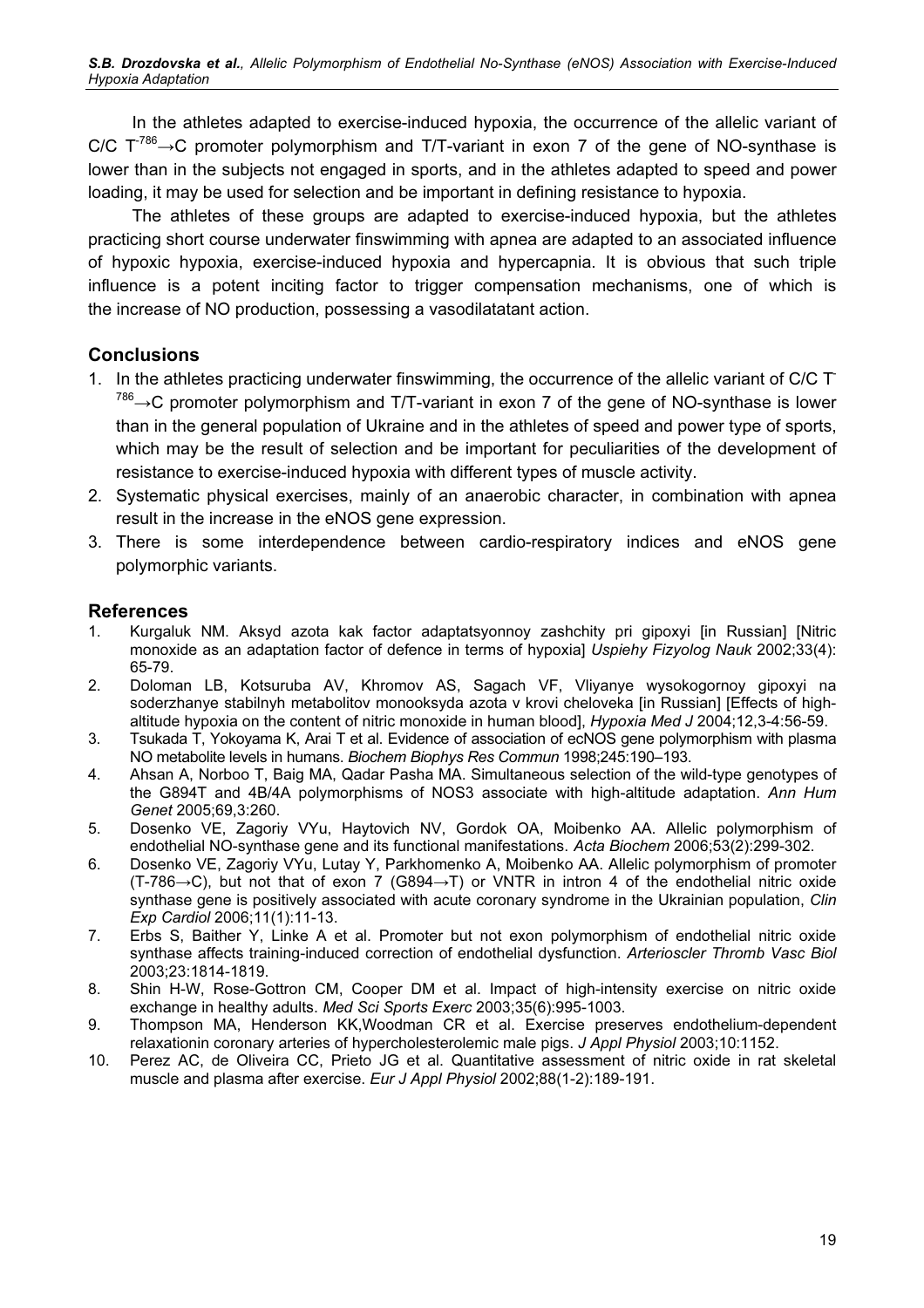In the athletes adapted to exercise-induced hypoxia, the occurrence of the allelic variant of C/C $T^{-786}$→C promoter polymorphism and T/T-variant in exon 7 of the gene of NO-synthase is lower than in the subjects not engaged in sports, and in the athletes adapted to speed and power loading, it may be used for selection and be important in defining resistance to hypoxia.

The athletes of these groups are adapted to exercise-induced hypoxia, but the athletes practicing short course underwater finswimming with apnea are adapted to an associated influence of hypoxic hypoxia, exercise-induced hypoxia and hypercapnia. It is obvious that such triple influence is a potent inciting factor to trigger compensation mechanisms, one of which is the increase of NO production, possessing a vasodilatatant action.

## Conclusions

1. In the athletes practicing underwater finswimming, the occurrence of the allelic variant of C/C $T^{-786}$→C promoter polymorphism and T/T-variant in exon 7 of the gene of NO-synthase is lower than in the general population of Ukraine and in the athletes of speed and power type of sports, which may be the result of selection and be important for peculiarities of the development of resistance to exercise-induced hypoxia with different types of muscle activity.
2. Systematic physical exercises, mainly of an anaerobic character, in combination with apnea result in the increase in the eNOS gene expression.
3. There is some interdependence between cardio-respiratory indices and eNOS gene polymorphic variants.

## References

1. Kurgaluk NM. Aksyd azota kak factor adaptatsyonnoy zashchity pri gipoxyi [in Russian] [Nitric monoxide as an adaptation factor of defence in terms of hypoxia] *Uspiehy Fizyolog Nauk* 2002;33(4): 65-79.
2. Doloman LB, Kotsuruba AV, Khromov AS, Sagach VF, Vliyanye wysokogornoy gipoxyi na soderzhanye stabilnyh metabolitov monooksyda azota v krovi cheloveka [in Russian] [Effects of high-altitude hypoxia on the content of nitric monoxide in human blood], *Hypoxia Med J* 2004;12,3-4:56-59.
3. Tsukada T, Yokoyama K, Arai T et al. Evidence of association of ecNOS gene polymorphism with plasma NO metabolite levels in humans. *Biochem Biophys Res Commun* 1998;245:190–193.
4. Ahsan A, Norboo T, Baig MA, Qadar Pasha MA. Simultaneous selection of the wild-type genotypes of the G894T and 4B/4A polymorphisms of NOS3 associate with high-altitude adaptation. *Ann Hum Genet* 2005;69,3:260.
5. Dosenko VE, Zagoriy VYu, Haytovich NV, Gordok OA, Moibenko AA. Allelic polymorphism of endothelial NO-synthase gene and its functional manifestations. *Acta Biochem* 2006;53(2):299-302.
6. Dosenko VE, Zagoriy VYu, Lutay Y, Parkhomenko A, Moibenko AA. Allelic polymorphism of promoter (T-786→C), but not that of exon 7 (G894→T) or VNTR in intron 4 of the endothelial nitric oxide synthase gene is positively associated with acute coronary syndrome in the Ukrainian population, *Clin Exp Cardiol* 2006;11(1):11-13.
7. Erbs S, Baither Y, Linke A et al. Promoter but not exon polymorphism of endothelial nitric oxide synthase affects training-induced correction of endothelial dysfunction. *Arterioscler Thromb Vasc Biol* 2003;23:1814-1819.
8. Shin H-W, Rose-Gottron CM, Cooper DM et al. Impact of high-intensity exercise on nitric oxide exchange in healthy adults. *Med Sci Sports Exerc* 2003;35(6):995-1003.
9. Thompson MA, Henderson KK,Woodman CR et al. Exercise preserves endothelium-dependent relaxationin coronary arteries of hypercholesterolemic male pigs. *J Appl Physiol* 2003;10:1152.
10. Perez AC, de Oliveira CC, Prieto JG et al. Quantitative assessment of nitric oxide in rat skeletal muscle and plasma after exercise. *Eur J Appl Physiol* 2002;88(1-2):189-191.